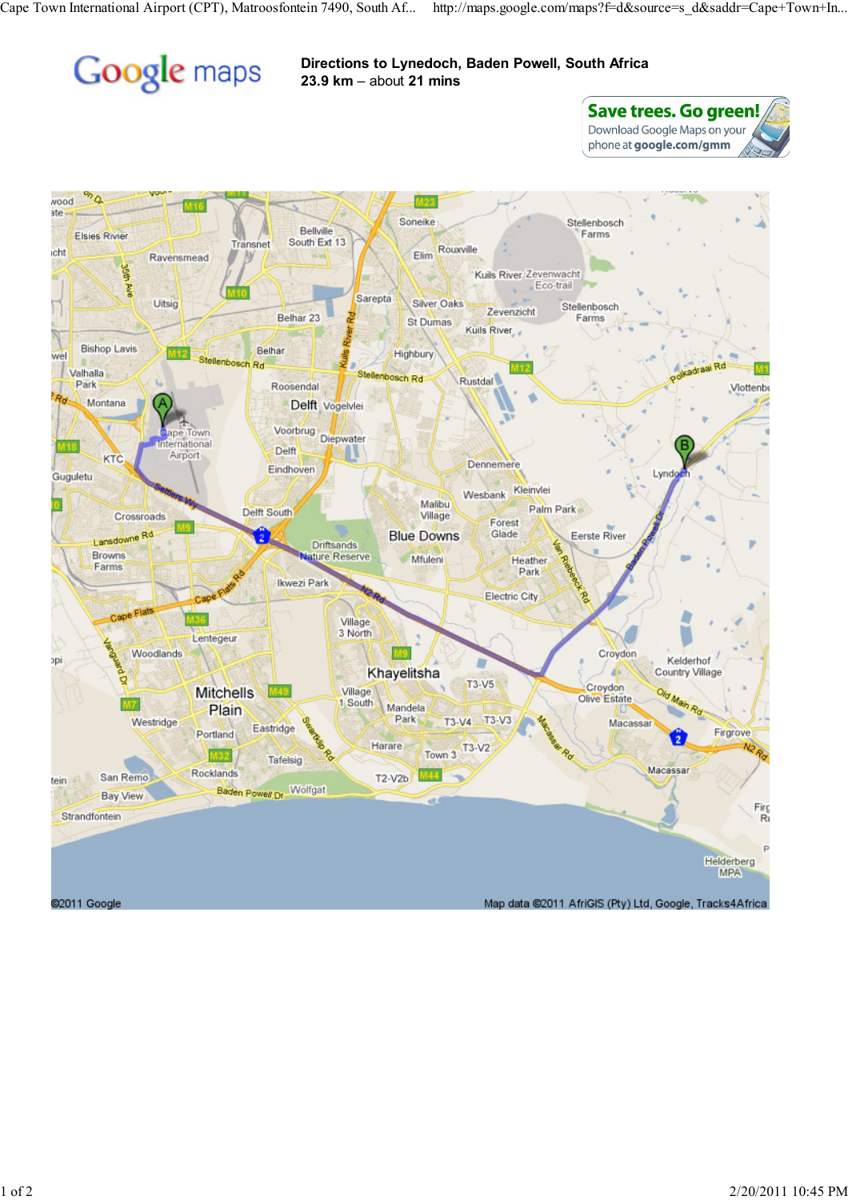# Directions to Lynedoch, Baden Powell, South Africa

**23.9 km** – about **21 mins**

**Save trees. Go green!**
Download Google Maps on your phone at **google.com/gmm**

©2011 Google

Map data ©2011 AfriGIS (Pty) Ltd, Google, Tracks4Africa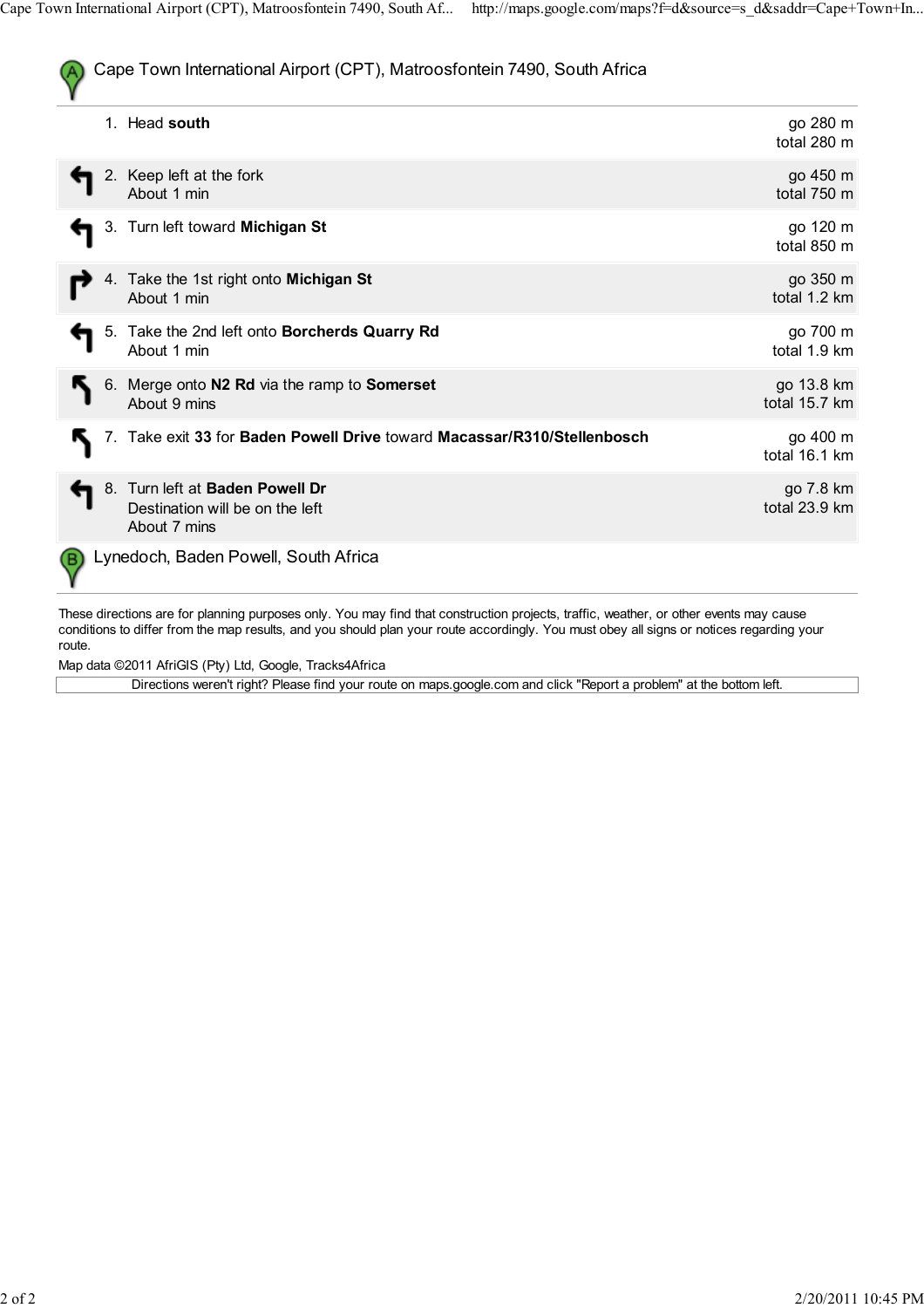Cape Town International Airport (CPT), Matroosfontein 7490, South Africa

| | | |
|---|---|---|
| 1. | Head **south** | go 280 m<br>total 280 m |
| 2. | Keep left at the fork<br>About 1 min | go 450 m<br>total 750 m |
| 3. | Turn left toward **Michigan St** | go 120 m<br>total 850 m |
| 4. | Take the 1st right onto **Michigan St**<br>About 1 min | go 350 m<br>total 1.2 km |
| 5. | Take the 2nd left onto **Borcherds Quarry Rd**<br>About 1 min | go 700 m<br>total 1.9 km |
| 6. | Merge onto **N2 Rd** via the ramp to **Somerset**<br>About 9 mins | go 13.8 km<br>total 15.7 km |
| 7. | Take exit **33** for **Baden Powell Drive** toward **Macassar/R310/Stellenbosch** | go 400 m<br>total 16.1 km |
| 8. | Turn left at **Baden Powell Dr**<br>Destination will be on the left<br>About 7 mins | go 7.8 km<br>total 23.9 km |

Lynedoch, Baden Powell, South Africa

These directions are for planning purposes only. You may find that construction projects, traffic, weather, or other events may cause conditions to differ from the map results, and you should plan your route accordingly. You must obey all signs or notices regarding your route.

Map data ©2011 AfriGIS (Pty) Ltd, Google, Tracks4Africa

Directions weren't right? Please find your route on maps.google.com and click "Report a problem" at the bottom left.